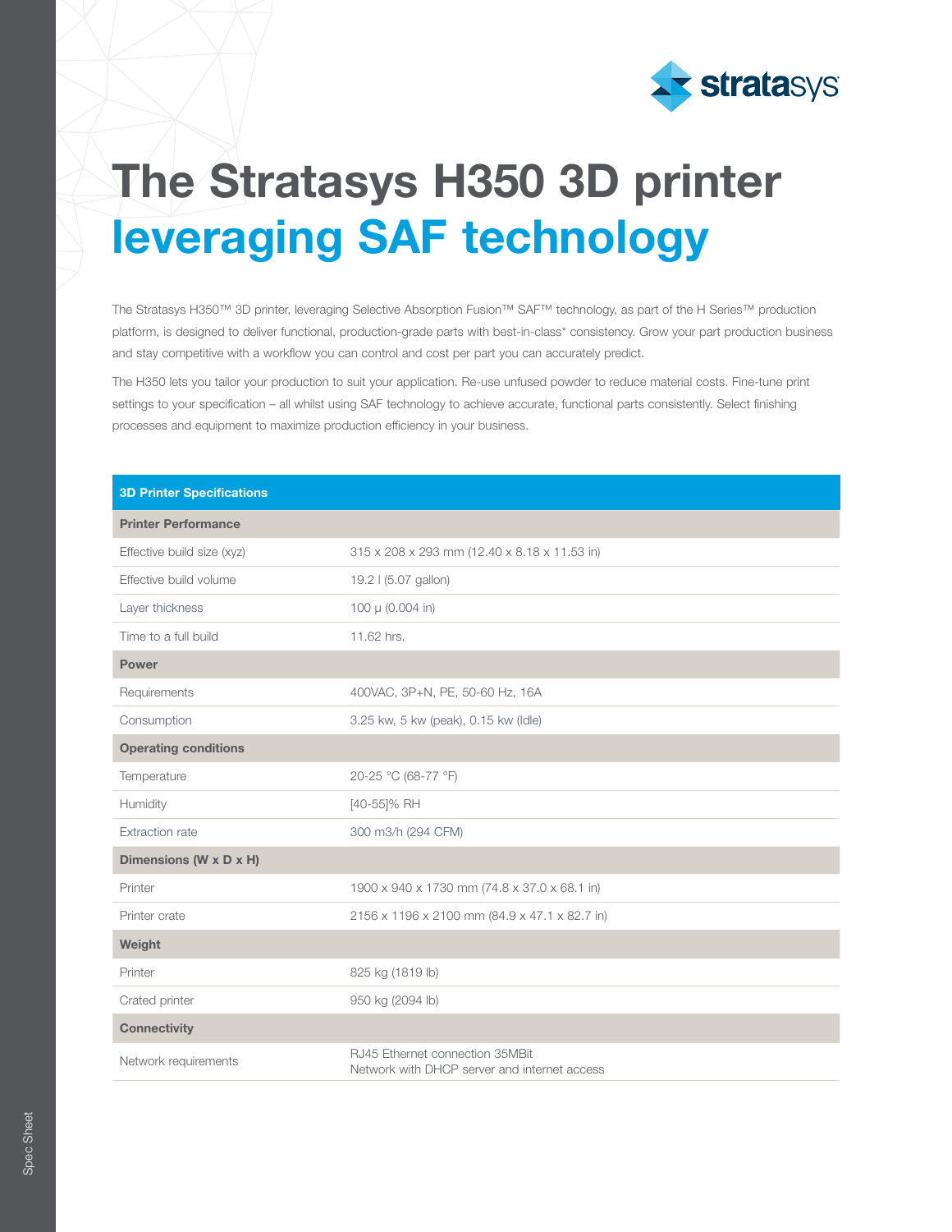# The Stratasys H350 3D printer leveraging SAF technology

The Stratasys H350™ 3D printer, leveraging Selective Absorption Fusion™ SAF™ technology, as part of the H Series™ production platform, is designed to deliver functional, production-grade parts with best-in-class* consistency. Grow your part production business and stay competitive with a workflow you can control and cost per part you can accurately predict.

The H350 lets you tailor your production to suit your application. Re-use unfused powder to reduce material costs. Fine-tune print settings to your specification – all whilst using SAF technology to achieve accurate, functional parts consistently. Select finishing processes and equipment to maximize production efficiency in your business.

| 3D Printer Specifications | |
|---|---|
| **Printer Performance** | |
| Effective build size (xyz) | 315 x 208 x 293 mm (12.40 x 8.18 x 11.53 in) |
| Effective build volume | 19.2 l (5.07 gallon) |
| Layer thickness | 100 μ (0.004 in) |
| Time to a full build | 11.62 hrs. |
| **Power** | |
| Requirements | 400VAC, 3P+N, PE, 50-60 Hz, 16A |
| Consumption | 3.25 kw, 5 kw (peak), 0.15 kw (Idle) |
| **Operating conditions** | |
| Temperature | 20-25 °C (68-77 °F) |
| Humidity | [40-55]% RH |
| Extraction rate | 300 m3/h (294 CFM) |
| **Dimensions (W x D x H)** | |
| Printer | 1900 x 940 x 1730 mm (74.8 x 37.0 x 68.1 in) |
| Printer crate | 2156 x 1196 x 2100 mm (84.9 x 47.1 x 82.7 in) |
| **Weight** | |
| Printer | 825 kg (1819 lb) |
| Crated printer | 950 kg (2094 lb) |
| **Connectivity** | |
| Network requirements | RJ45 Ethernet connection 35MBit<br>Network with DHCP server and internet access |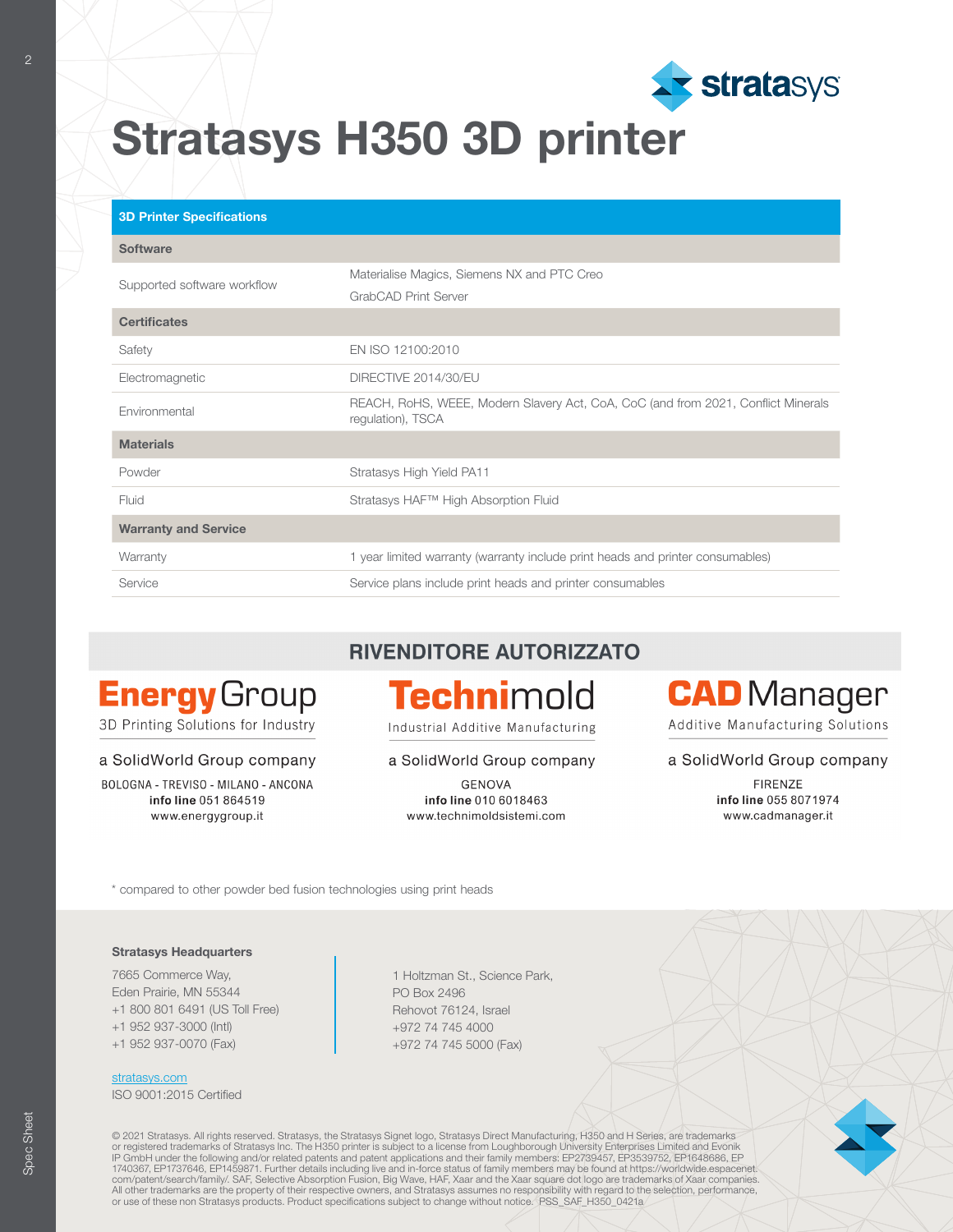# Stratasys H350 3D printer

| 3D Printer Specifications | |
|---|---|
| **Software** | |
| Supported software workflow | Materialise Magics, Siemens NX and PTC Creo<br>GrabCAD Print Server |
| **Certificates** | |
| Safety | EN ISO 12100:2010 |
| Electromagnetic | DIRECTIVE 2014/30/EU |
| Environmental | REACH, RoHS, WEEE, Modern Slavery Act, CoA, CoC (and from 2021, Conflict Minerals regulation), TSCA |
| **Materials** | |
| Powder | Stratasys High Yield PA11 |
| Fluid | Stratasys HAF™ High Absorption Fluid |
| **Warranty and Service** | |
| Warranty | 1 year limited warranty (warranty include print heads and printer consumables) |
| Service | Service plans include print heads and printer consumables |

## RIVENDITORE AUTORIZZATO

**EnergyGroup**
3D Printing Solutions for Industry
a SolidWorld Group company
BOLOGNA - TREVISO - MILANO - ANCONA
**info line** 051 864519
www.energygroup.it

**Technimold**
Industrial Additive Manufacturing
a SolidWorld Group company
GENOVA
**info line** 010 6018463
www.technimoldsistemi.com

**CAD Manager**
Additive Manufacturing Solutions
a SolidWorld Group company
FIRENZE
**info line** 055 8071974
www.cadmanager.it

* compared to other powder bed fusion technologies using print heads

**Stratasys Headquarters**

7665 Commerce Way,
Eden Prairie, MN 55344
+1 800 801 6491 (US Toll Free)
+1 952 937-3000 (Intl)
+1 952 937-0070 (Fax)

1 Holtzman St., Science Park,
PO Box 2496
Rehovot 76124, Israel
+972 74 745 4000
+972 74 745 5000 (Fax)

stratasys.com
ISO 9001:2015 Certified

© 2021 Stratasys. All rights reserved. Stratasys, the Stratasys Signet logo, Stratasys Direct Manufacturing, H350 and H Series, are trademarks or registered trademarks of Stratasys Inc. The H350 printer is subject to a license from Loughborough University Enterprises Limited and Evonik IP GmbH under the following and/or related patents and patent applications and their family members: EP2739457, EP3539752, EP1648686, EP 1740367, EP1737646, EP1459871. Further details including live and in-force status of family members may be found at https://worldwide.espacenet.com/patent/search/family/. SAF, Selective Absorption Fusion, Big Wave, HAF, Xaar and the Xaar square dot logo are trademarks of Xaar companies. All other trademarks are the property of their respective owners, and Stratasys assumes no responsibility with regard to the selection, performance, or use of these non Stratasys products. Product specifications subject to change without notice. PSS_SAF_H350_0421a